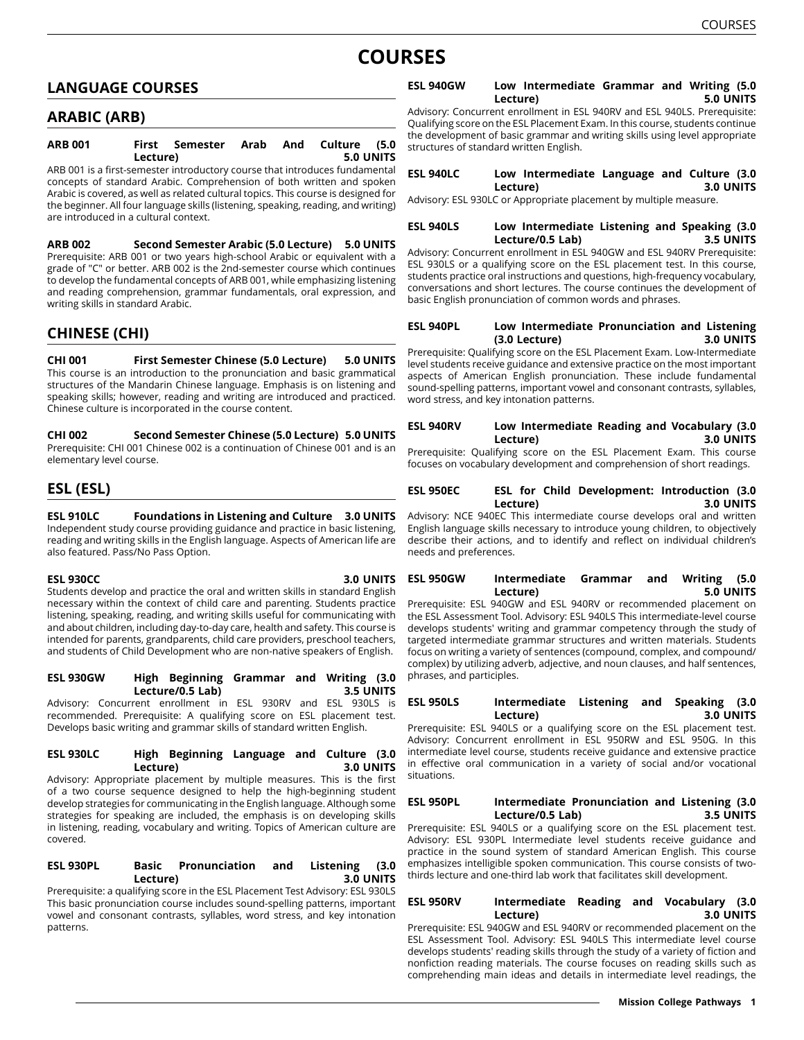# COURSES

## LANGUAGE COURSES

## ARABIC (ARB)

**ARB 001 First Semester Arab And Culture (5.0 Lecture) 5.0 UNITS**

ARB 001 is a first-semester introductory course that introduces fundamental concepts of standard Arabic. Comprehension of both written and spoken Arabic is covered, as well as related cultural topics. This course is designed for the beginner. All four language skills (listening, speaking, reading, and writing) are introduced in a cultural context.

**ARB 002 Second Semester Arabic (5.0 Lecture) 5.0 UNITS**

Prerequisite: ARB 001 or two years high-school Arabic or equivalent with a grade of "C" or better. ARB 002 is the 2nd-semester course which continues to develop the fundamental concepts of ARB 001, while emphasizing listening and reading comprehension, grammar fundamentals, oral expression, and writing skills in standard Arabic.

## CHINESE (CHI)

**CHI 001 First Semester Chinese (5.0 Lecture) 5.0 UNITS**

This course is an introduction to the pronunciation and basic grammatical structures of the Mandarin Chinese language. Emphasis is on listening and speaking skills; however, reading and writing are introduced and practiced. Chinese culture is incorporated in the course content.

**CHI 002 Second Semester Chinese (5.0 Lecture) 5.0 UNITS**

Prerequisite: CHI 001 Chinese 002 is a continuation of Chinese 001 and is an elementary level course.

## ESL (ESL)

**ESL 910LC Foundations in Listening and Culture 3.0 UNITS**

Independent study course providing guidance and practice in basic listening, reading and writing skills in the English language. Aspects of American life are also featured. Pass/No Pass Option.

**ESL 930CC 3.0 UNITS**

Students develop and practice the oral and written skills in standard English necessary within the context of child care and parenting. Students practice listening, speaking, reading, and writing skills useful for communicating with and about children, including day-to-day care, health and safety. This course is intended for parents, grandparents, child care providers, preschool teachers, and students of Child Development who are non-native speakers of English.

**ESL 930GW High Beginning Grammar and Writing (3.0 Lecture/0.5 Lab) 3.5 UNITS**

Advisory: Concurrent enrollment in ESL 930RV and ESL 930LS is recommended. Prerequisite: A qualifying score on ESL placement test. Develops basic writing and grammar skills of standard written English.

**ESL 930LC High Beginning Language and Culture (3.0 Lecture) 3.0 UNITS**

Advisory: Appropriate placement by multiple measures. This is the first of a two course sequence designed to help the high-beginning student develop strategies for communicating in the English language. Although some strategies for speaking are included, the emphasis is on developing skills in listening, reading, vocabulary and writing. Topics of American culture are covered.

**ESL 930PL Basic Pronunciation and Listening (3.0 Lecture) 3.0 UNITS**

Prerequisite: a qualifying score in the ESL Placement Test Advisory: ESL 930LS This basic pronunciation course includes sound-spelling patterns, important vowel and consonant contrasts, syllables, word stress, and key intonation patterns.

**ESL 940GW Low Intermediate Grammar and Writing (5.0 Lecture) 5.0 UNITS**

Advisory: Concurrent enrollment in ESL 940RV and ESL 940LS. Prerequisite: Qualifying score on the ESL Placement Exam. In this course, students continue the development of basic grammar and writing skills using level appropriate structures of standard written English.

**ESL 940LC Low Intermediate Language and Culture (3.0 Lecture) 3.0 UNITS**

Advisory: ESL 930LC or Appropriate placement by multiple measure.

**ESL 940LS Low Intermediate Listening and Speaking (3.0 Lecture/0.5 Lab) 3.5 UNITS**

Advisory: Concurrent enrollment in ESL 940GW and ESL 940RV Prerequisite: ESL 930LS or a qualifying score on the ESL placement test. In this course, students practice oral instructions and questions, high-frequency vocabulary, conversations and short lectures. The course continues the development of basic English pronunciation of common words and phrases.

**ESL 940PL Low Intermediate Pronunciation and Listening (3.0 Lecture) 3.0 UNITS**

Prerequisite: Qualifying score on the ESL Placement Exam. Low-Intermediate level students receive guidance and extensive practice on the most important aspects of American English pronunciation. These include fundamental sound-spelling patterns, important vowel and consonant contrasts, syllables, word stress, and key intonation patterns.

**ESL 940RV Low Intermediate Reading and Vocabulary (3.0 Lecture) 3.0 UNITS**

Prerequisite: Qualifying score on the ESL Placement Exam. This course focuses on vocabulary development and comprehension of short readings.

**ESL 950EC ESL for Child Development: Introduction (3.0 Lecture) 3.0 UNITS**

Advisory: NCE 940EC This intermediate course develops oral and written English language skills necessary to introduce young children, to objectively describe their actions, and to identify and reflect on individual children's needs and preferences.

**ESL 950GW Intermediate Grammar and Writing (5.0 Lecture) 5.0 UNITS**

Prerequisite: ESL 940GW and ESL 940RV or recommended placement on the ESL Assessment Tool. Advisory: ESL 940LS This intermediate-level course develops students' writing and grammar competency through the study of targeted intermediate grammar structures and written materials. Students focus on writing a variety of sentences (compound, complex, and compound/complex) by utilizing adverb, adjective, and noun clauses, and half sentences, phrases, and participles.

**ESL 950LS Intermediate Listening and Speaking (3.0 Lecture) 3.0 UNITS**

Prerequisite: ESL 940LS or a qualifying score on the ESL placement test. Advisory: Concurrent enrollment in ESL 950RW and ESL 950G. In this intermediate level course, students receive guidance and extensive practice in effective oral communication in a variety of social and/or vocational situations.

**ESL 950PL Intermediate Pronunciation and Listening (3.0 Lecture/0.5 Lab) 3.5 UNITS**

Prerequisite: ESL 940LS or a qualifying score on the ESL placement test. Advisory: ESL 930PL Intermediate level students receive guidance and practice in the sound system of standard American English. This course emphasizes intelligible spoken communication. This course consists of two-thirds lecture and one-third lab work that facilitates skill development.

**ESL 950RV Intermediate Reading and Vocabulary (3.0 Lecture) 3.0 UNITS**

Prerequisite: ESL 940GW and ESL 940RV or recommended placement on the ESL Assessment Tool. Advisory: ESL 940LS This intermediate level course develops students' reading skills through the study of a variety of fiction and nonfiction reading materials. The course focuses on reading skills such as comprehending main ideas and details in intermediate level readings, the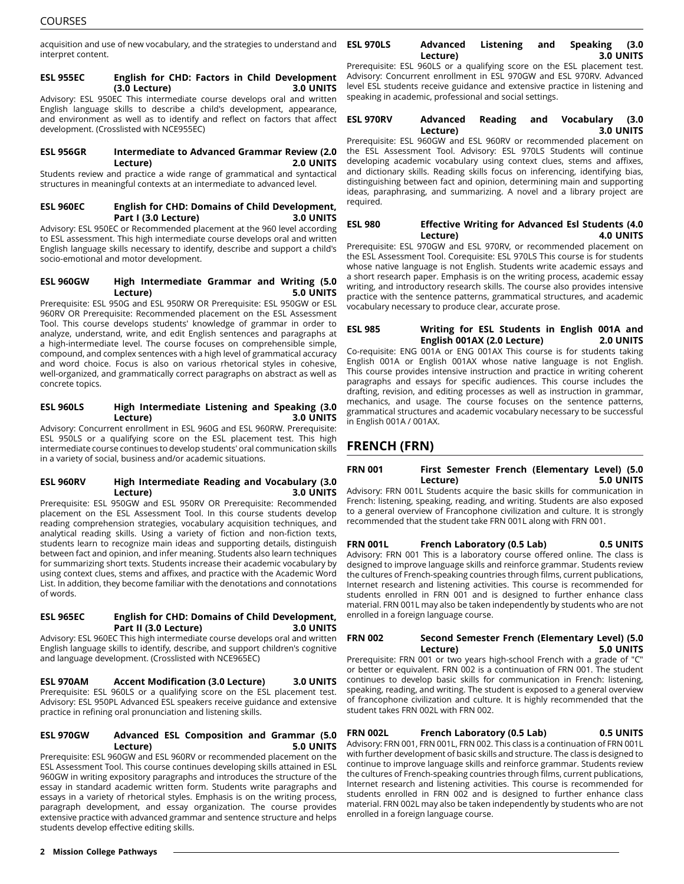acquisition and use of new vocabulary, and the strategies to understand and interpret content.

**ESL 955EC English for CHD: Factors in Child Development (3.0 Lecture) 3.0 UNITS**

Advisory: ESL 950EC This intermediate course develops oral and written English language skills to describe a child's development, appearance, and environment as well as to identify and reflect on factors that affect development. (Crosslisted with NCE955EC)

**ESL 956GR Intermediate to Advanced Grammar Review (2.0 Lecture) 2.0 UNITS**

Students review and practice a wide range of grammatical and syntactical structures in meaningful contexts at an intermediate to advanced level.

**ESL 960EC English for CHD: Domains of Child Development, Part I (3.0 Lecture) 3.0 UNITS**

Advisory: ESL 950EC or Recommended placement at the 960 level according to ESL assessment. This high intermediate course develops oral and written English language skills necessary to identify, describe and support a child's socio-emotional and motor development.

**ESL 960GW High Intermediate Grammar and Writing (5.0 Lecture) 5.0 UNITS**

Prerequisite: ESL 950G and ESL 950RW OR Prerequisite: ESL 950GW or ESL 960RV OR Prerequisite: Recommended placement on the ESL Assessment Tool. This course develops students' knowledge of grammar in order to analyze, understand, write, and edit English sentences and paragraphs at a high-intermediate level. The course focuses on comprehensible simple, compound, and complex sentences with a high level of grammatical accuracy and word choice. Focus is also on various rhetorical styles in cohesive, well-organized, and grammatically correct paragraphs on abstract as well as concrete topics.

**ESL 960LS High Intermediate Listening and Speaking (3.0 Lecture) 3.0 UNITS**

Advisory: Concurrent enrollment in ESL 960G and ESL 960RW. Prerequisite: ESL 950LS or a qualifying score on the ESL placement test. This high intermediate course continues to develop students' oral communication skills in a variety of social, business and/or academic situations.

**ESL 960RV High Intermediate Reading and Vocabulary (3.0 Lecture) 3.0 UNITS**

Prerequisite: ESL 950GW and ESL 950RV OR Prerequisite: Recommended placement on the ESL Assessment Tool. In this course students develop reading comprehension strategies, vocabulary acquisition techniques, and analytical reading skills. Using a variety of fiction and non-fiction texts, students learn to recognize main ideas and supporting details, distinguish between fact and opinion, and infer meaning. Students also learn techniques for summarizing short texts. Students increase their academic vocabulary by using context clues, stems and affixes, and practice with the Academic Word List. In addition, they become familiar with the denotations and connotations of words.

**ESL 965EC English for CHD: Domains of Child Development, Part II (3.0 Lecture) 3.0 UNITS**

Advisory: ESL 960EC This high intermediate course develops oral and written English language skills to identify, describe, and support children's cognitive and language development. (Crosslisted with NCE965EC)

**ESL 970AM Accent Modification (3.0 Lecture) 3.0 UNITS**

Prerequisite: ESL 960LS or a qualifying score on the ESL placement test. Advisory: ESL 950PL Advanced ESL speakers receive guidance and extensive practice in refining oral pronunciation and listening skills.

**ESL 970GW Advanced ESL Composition and Grammar (5.0 Lecture) 5.0 UNITS**

Prerequisite: ESL 960GW and ESL 960RV or recommended placement on the ESL Assessment Tool. This course continues developing skills attained in ESL 960GW in writing expository paragraphs and introduces the structure of the essay in standard academic written form. Students write paragraphs and essays in a variety of rhetorical styles. Emphasis is on the writing process, paragraph development, and essay organization. The course provides extensive practice with advanced grammar and sentence structure and helps students develop effective editing skills.

**ESL 970LS Advanced Listening and Speaking (3.0 Lecture) 3.0 UNITS**

Prerequisite: ESL 960LS or a qualifying score on the ESL placement test. Advisory: Concurrent enrollment in ESL 970GW and ESL 970RV. Advanced level ESL students receive guidance and extensive practice in listening and speaking in academic, professional and social settings.

**ESL 970RV Advanced Reading and Vocabulary (3.0 Lecture) 3.0 UNITS**

Prerequisite: ESL 960GW and ESL 960RV or recommended placement on the ESL Assessment Tool. Advisory: ESL 970LS Students will continue developing academic vocabulary using context clues, stems and affixes, and dictionary skills. Reading skills focus on inferencing, identifying bias, distinguishing between fact and opinion, determining main and supporting ideas, paraphrasing, and summarizing. A novel and a library project are required.

**ESL 980 Effective Writing for Advanced Esl Students (4.0 Lecture) 4.0 UNITS**

Prerequisite: ESL 970GW and ESL 970RV, or recommended placement on the ESL Assessment Tool. Corequisite: ESL 970LS This course is for students whose native language is not English. Students write academic essays and a short research paper. Emphasis is on the writing process, academic essay writing, and introductory research skills. The course also provides intensive practice with the sentence patterns, grammatical structures, and academic vocabulary necessary to produce clear, accurate prose.

**ESL 985 Writing for ESL Students in English 001A and English 001AX (2.0 Lecture) 2.0 UNITS**

Co-requisite: ENG 001A or ENG 001AX This course is for students taking English 001A or English 001AX whose native language is not English. This course provides intensive instruction and practice in writing coherent paragraphs and essays for specific audiences. This course includes the drafting, revision, and editing processes as well as instruction in grammar, mechanics, and usage. The course focuses on the sentence patterns, grammatical structures and academic vocabulary necessary to be successful in English 001A / 001AX.

## FRENCH (FRN)

**FRN 001 First Semester French (Elementary Level) (5.0 Lecture) 5.0 UNITS**

Advisory: FRN 001L Students acquire the basic skills for communication in French: listening, speaking, reading, and writing. Students are also exposed to a general overview of Francophone civilization and culture. It is strongly recommended that the student take FRN 001L along with FRN 001.

**FRN 001L French Laboratory (0.5 Lab) 0.5 UNITS**

Advisory: FRN 001 This is a laboratory course offered online. The class is designed to improve language skills and reinforce grammar. Students review the cultures of French-speaking countries through films, current publications, Internet research and listening activities. This course is recommended for students enrolled in FRN 001 and is designed to further enhance class material. FRN 001L may also be taken independently by students who are not enrolled in a foreign language course.

**FRN 002 Second Semester French (Elementary Level) (5.0 Lecture) 5.0 UNITS**

Prerequisite: FRN 001 or two years high-school French with a grade of "C" or better or equivalent. FRN 002 is a continuation of FRN 001. The student continues to develop basic skills for communication in French: listening, speaking, reading, and writing. The student is exposed to a general overview of francophone civilization and culture. It is highly recommended that the student takes FRN 002L with FRN 002.

**FRN 002L French Laboratory (0.5 Lab) 0.5 UNITS**

Advisory: FRN 001, FRN 001L, FRN 002. This class is a continuation of FRN 001L with further development of basic skills and structure. The class is designed to continue to improve language skills and reinforce grammar. Students review the cultures of French-speaking countries through films, current publications, Internet research and listening activities. This course is recommended for students enrolled in FRN 002 and is designed to further enhance class material. FRN 002L may also be taken independently by students who are not enrolled in a foreign language course.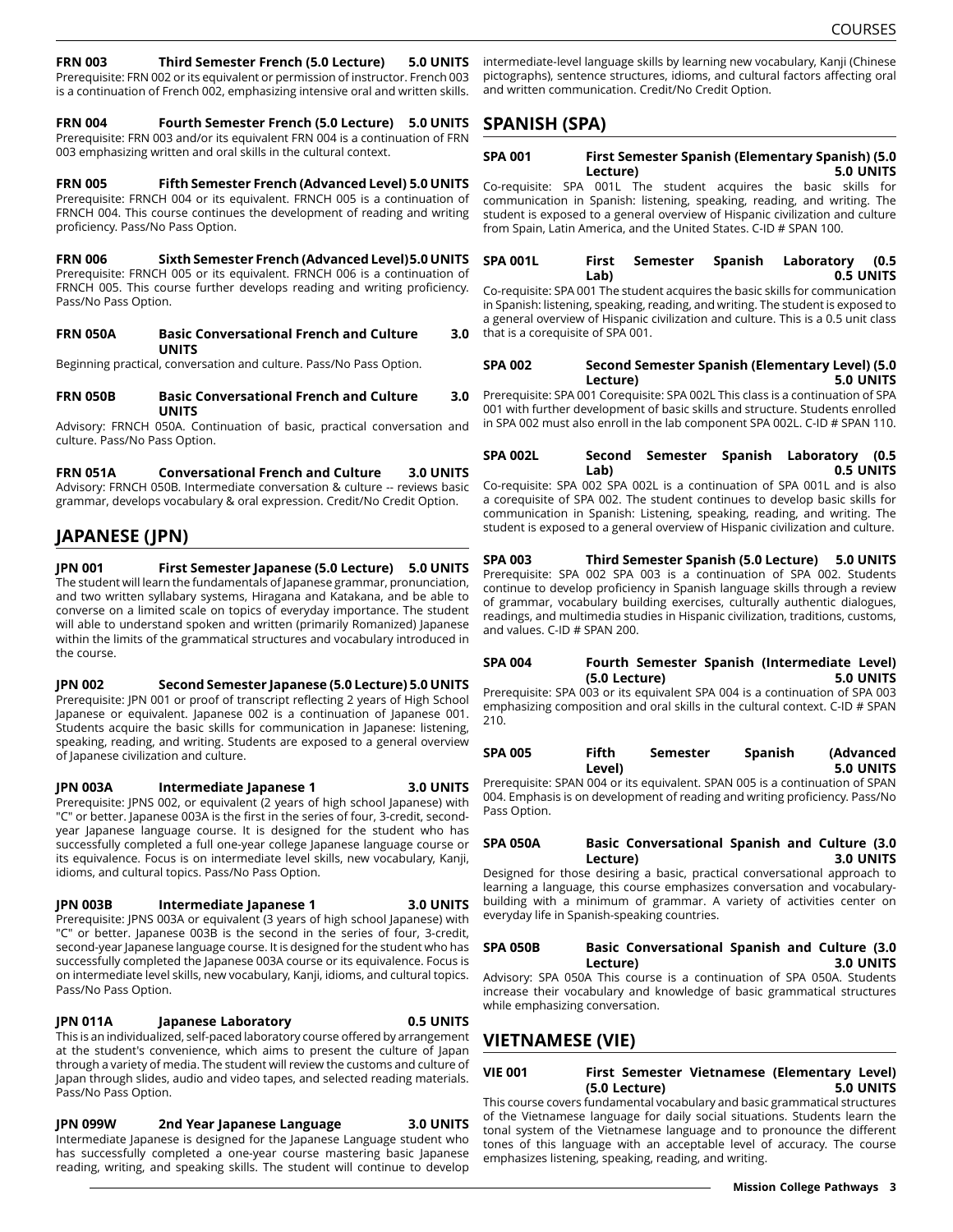**FRN 003 Third Semester French (5.0 Lecture) 5.0 UNITS**

Prerequisite: FRN 002 or its equivalent or permission of instructor. French 003 is a continuation of French 002, emphasizing intensive oral and written skills.

**FRN 004 Fourth Semester French (5.0 Lecture) 5.0 UNITS**

Prerequisite: FRN 003 and/or its equivalent FRN 004 is a continuation of FRN 003 emphasizing written and oral skills in the cultural context.

**FRN 005 Fifth Semester French (Advanced Level) 5.0 UNITS**

Prerequisite: FRNCH 004 or its equivalent. FRNCH 005 is a continuation of FRNCH 004. This course continues the development of reading and writing proficiency. Pass/No Pass Option.

**FRN 006 Sixth Semester French (Advanced Level) 5.0 UNITS**

Prerequisite: FRNCH 005 or its equivalent. FRNCH 006 is a continuation of FRNCH 005. This course further develops reading and writing proficiency. Pass/No Pass Option.

**FRN 050A Basic Conversational French and Culture 3.0 UNITS**

Beginning practical, conversation and culture. Pass/No Pass Option.

**FRN 050B Basic Conversational French and Culture 3.0 UNITS**

Advisory: FRNCH 050A. Continuation of basic, practical conversation and culture. Pass/No Pass Option.

**FRN 051A Conversational French and Culture 3.0 UNITS**

Advisory: FRNCH 050B. Intermediate conversation & culture -- reviews basic grammar, develops vocabulary & oral expression. Credit/No Credit Option.

## JAPANESE (JPN)

**JPN 001 First Semester Japanese (5.0 Lecture) 5.0 UNITS**

The student will learn the fundamentals of Japanese grammar, pronunciation, and two written syllabary systems, Hiragana and Katakana, and be able to converse on a limited scale on topics of everyday importance. The student will able to understand spoken and written (primarily Romanized) Japanese within the limits of the grammatical structures and vocabulary introduced in the course.

**JPN 002 Second Semester Japanese (5.0 Lecture) 5.0 UNITS**

Prerequisite: JPN 001 or proof of transcript reflecting 2 years of High School Japanese or equivalent. Japanese 002 is a continuation of Japanese 001. Students acquire the basic skills for communication in Japanese: listening, speaking, reading, and writing. Students are exposed to a general overview of Japanese civilization and culture.

**JPN 003A Intermediate Japanese 1 3.0 UNITS**

Prerequisite: JPNS 002, or equivalent (2 years of high school Japanese) with "C" or better. Japanese 003A is the first in the series of four, 3-credit, second-year Japanese language course. It is designed for the student who has successfully completed a full one-year college Japanese language course or its equivalence. Focus is on intermediate level skills, new vocabulary, Kanji, idioms, and cultural topics. Pass/No Pass Option.

**JPN 003B Intermediate Japanese 1 3.0 UNITS**

Prerequisite: JPNS 003A or equivalent (3 years of high school Japanese) with "C" or better. Japanese 003B is the second in the series of four, 3-credit, second-year Japanese language course. It is designed for the student who has successfully completed the Japanese 003A course or its equivalence. Focus is on intermediate level skills, new vocabulary, Kanji, idioms, and cultural topics. Pass/No Pass Option.

**JPN 011A Japanese Laboratory 0.5 UNITS**

This is an individualized, self-paced laboratory course offered by arrangement at the student's convenience, which aims to present the culture of Japan through a variety of media. The student will review the customs and culture of Japan through slides, audio and video tapes, and selected reading materials. Pass/No Pass Option.

**JPN 099W 2nd Year Japanese Language 3.0 UNITS**

Intermediate Japanese is designed for the Japanese Language student who has successfully completed a one-year course mastering basic Japanese reading, writing, and speaking skills. The student will continue to develop intermediate-level language skills by learning new vocabulary, Kanji (Chinese pictographs), sentence structures, idioms, and cultural factors affecting oral and written communication. Credit/No Credit Option.

## SPANISH (SPA)

**SPA 001 First Semester Spanish (Elementary Spanish) (5.0 Lecture) 5.0 UNITS**

Co-requisite: SPA 001L The student acquires the basic skills for communication in Spanish: listening, speaking, reading, and writing. The student is exposed to a general overview of Hispanic civilization and culture from Spain, Latin America, and the United States. C-ID # SPAN 100.

**SPA 001L First Semester Spanish Laboratory (0.5 Lab) 0.5 UNITS**

Co-requisite: SPA 001 The student acquires the basic skills for communication in Spanish: listening, speaking, reading, and writing. The student is exposed to a general overview of Hispanic civilization and culture. This is a 0.5 unit class that is a corequisite of SPA 001.

**SPA 002 Second Semester Spanish (Elementary Level) (5.0 Lecture) 5.0 UNITS**

Prerequisite: SPA 001 Corequisite: SPA 002L This class is a continuation of SPA 001 with further development of basic skills and structure. Students enrolled in SPA 002 must also enroll in the lab component SPA 002L. C-ID # SPAN 110.

**SPA 002L Second Semester Spanish Laboratory (0.5 Lab) 0.5 UNITS**

Co-requisite: SPA 002 SPA 002L is a continuation of SPA 001L and is also a corequisite of SPA 002. The student continues to develop basic skills for communication in Spanish: Listening, speaking, reading, and writing. The student is exposed to a general overview of Hispanic civilization and culture.

**SPA 003 Third Semester Spanish (5.0 Lecture) 5.0 UNITS**

Prerequisite: SPA 002 SPA 003 is a continuation of SPA 002. Students continue to develop proficiency in Spanish language skills through a review of grammar, vocabulary building exercises, culturally authentic dialogues, readings, and multimedia studies in Hispanic civilization, traditions, customs, and values. C-ID # SPAN 200.

**SPA 004 Fourth Semester Spanish (Intermediate Level) (5.0 Lecture) 5.0 UNITS**

Prerequisite: SPA 003 or its equivalent SPA 004 is a continuation of SPA 003 emphasizing composition and oral skills in the cultural context. C-ID # SPAN 210.

**SPA 005 Fifth Semester Spanish (Advanced Level) 5.0 UNITS**

Prerequisite: SPAN 004 or its equivalent. SPAN 005 is a continuation of SPAN 004. Emphasis is on development of reading and writing proficiency. Pass/No Pass Option.

**SPA 050A Basic Conversational Spanish and Culture (3.0 Lecture) 3.0 UNITS**

Designed for those desiring a basic, practical conversational approach to learning a language, this course emphasizes conversation and vocabulary-building with a minimum of grammar. A variety of activities center on everyday life in Spanish-speaking countries.

**SPA 050B Basic Conversational Spanish and Culture (3.0 Lecture) 3.0 UNITS**

Advisory: SPA 050A This course is a continuation of SPA 050A. Students increase their vocabulary and knowledge of basic grammatical structures while emphasizing conversation.

## VIETNAMESE (VIE)

**VIE 001 First Semester Vietnamese (Elementary Level) (5.0 Lecture) 5.0 UNITS**

This course covers fundamental vocabulary and basic grammatical structures of the Vietnamese language for daily social situations. Students learn the tonal system of the Vietnamese language and to pronounce the different tones of this language with an acceptable level of accuracy. The course emphasizes listening, speaking, reading, and writing.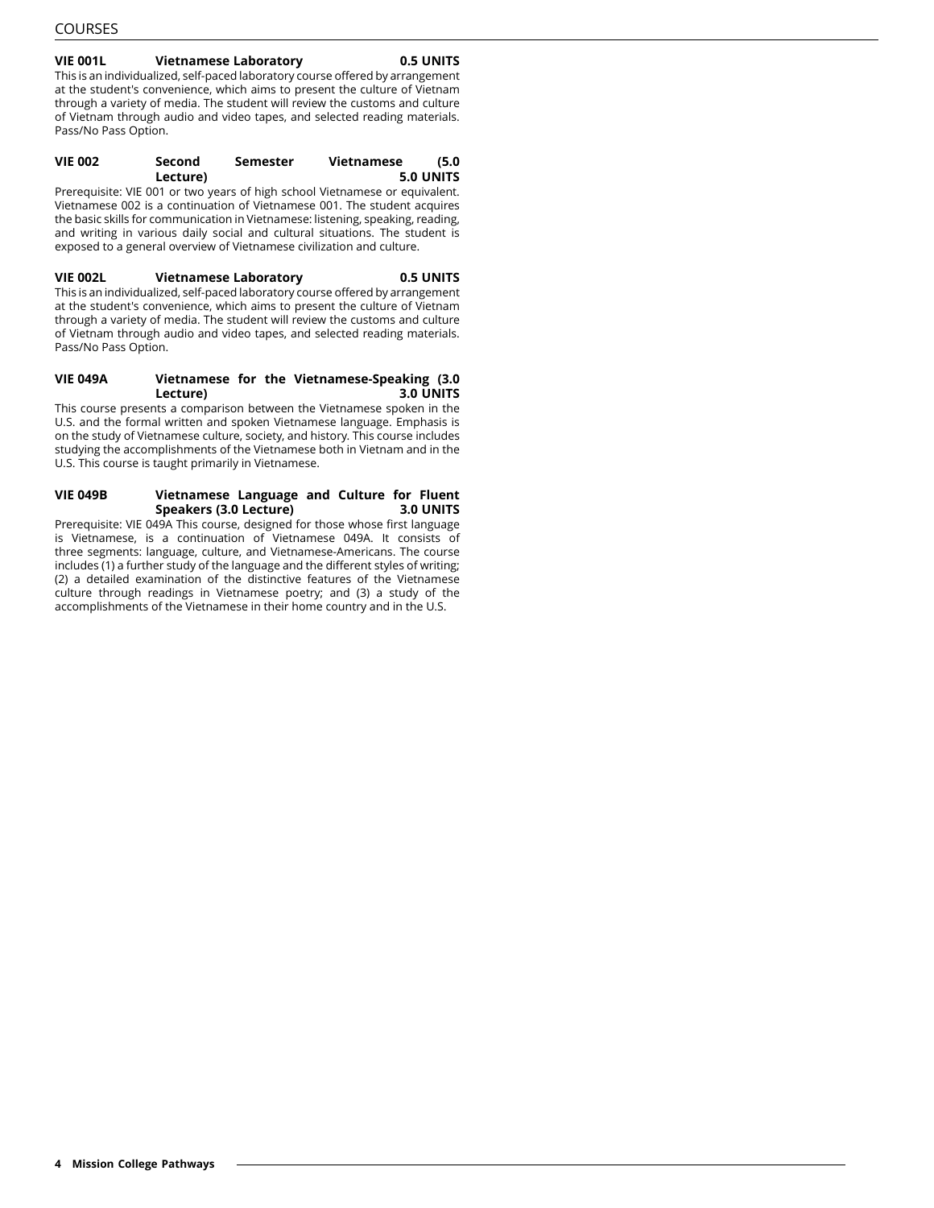**VIE 001L Vietnamese Laboratory 0.5 UNITS**

This is an individualized, self-paced laboratory course offered by arrangement at the student's convenience, which aims to present the culture of Vietnam through a variety of media. The student will review the customs and culture of Vietnam through audio and video tapes, and selected reading materials. Pass/No Pass Option.

**VIE 002 Second Semester Vietnamese (5.0 Lecture) 5.0 UNITS**

Prerequisite: VIE 001 or two years of high school Vietnamese or equivalent. Vietnamese 002 is a continuation of Vietnamese 001. The student acquires the basic skills for communication in Vietnamese: listening, speaking, reading, and writing in various daily social and cultural situations. The student is exposed to a general overview of Vietnamese civilization and culture.

**VIE 002L Vietnamese Laboratory 0.5 UNITS**

This is an individualized, self-paced laboratory course offered by arrangement at the student's convenience, which aims to present the culture of Vietnam through a variety of media. The student will review the customs and culture of Vietnam through audio and video tapes, and selected reading materials. Pass/No Pass Option.

**VIE 049A Vietnamese for the Vietnamese-Speaking (3.0 Lecture) 3.0 UNITS**

This course presents a comparison between the Vietnamese spoken in the U.S. and the formal written and spoken Vietnamese language. Emphasis is on the study of Vietnamese culture, society, and history. This course includes studying the accomplishments of the Vietnamese both in Vietnam and in the U.S. This course is taught primarily in Vietnamese.

**VIE 049B Vietnamese Language and Culture for Fluent Speakers (3.0 Lecture) 3.0 UNITS**

Prerequisite: VIE 049A This course, designed for those whose first language is Vietnamese, is a continuation of Vietnamese 049A. It consists of three segments: language, culture, and Vietnamese-Americans. The course includes (1) a further study of the language and the different styles of writing; (2) a detailed examination of the distinctive features of the Vietnamese culture through readings in Vietnamese poetry; and (3) a study of the accomplishments of the Vietnamese in their home country and in the U.S.